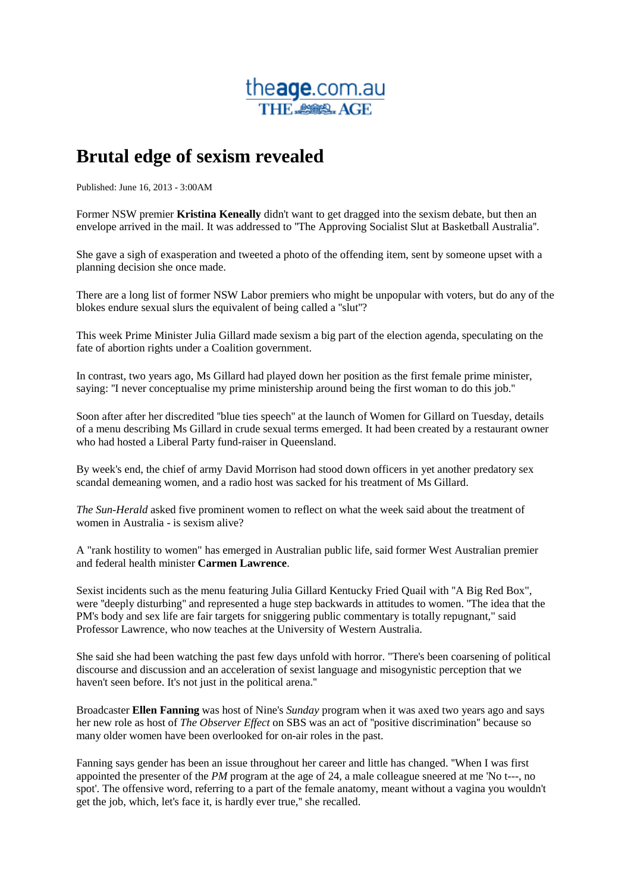theage.com.au
THE AGE

# Brutal edge of sexism revealed

Published: June 16, 2013 - 3:00AM

Former NSW premier **Kristina Keneally** didn't want to get dragged into the sexism debate, but then an envelope arrived in the mail. It was addressed to "The Approving Socialist Slut at Basketball Australia".

She gave a sigh of exasperation and tweeted a photo of the offending item, sent by someone upset with a planning decision she once made.

There are a long list of former NSW Labor premiers who might be unpopular with voters, but do any of the blokes endure sexual slurs the equivalent of being called a "slut"?

This week Prime Minister Julia Gillard made sexism a big part of the election agenda, speculating on the fate of abortion rights under a Coalition government.

In contrast, two years ago, Ms Gillard had played down her position as the first female prime minister, saying: "I never conceptualise my prime ministership around being the first woman to do this job."

Soon after after her discredited "blue ties speech" at the launch of Women for Gillard on Tuesday, details of a menu describing Ms Gillard in crude sexual terms emerged. It had been created by a restaurant owner who had hosted a Liberal Party fund-raiser in Queensland.

By week's end, the chief of army David Morrison had stood down officers in yet another predatory sex scandal demeaning women, and a radio host was sacked for his treatment of Ms Gillard.

*The Sun-Herald* asked five prominent women to reflect on what the week said about the treatment of women in Australia - is sexism alive?

A "rank hostility to women" has emerged in Australian public life, said former West Australian premier and federal health minister **Carmen Lawrence**.

Sexist incidents such as the menu featuring Julia Gillard Kentucky Fried Quail with "A Big Red Box", were "deeply disturbing" and represented a huge step backwards in attitudes to women. "The idea that the PM's body and sex life are fair targets for sniggering public commentary is totally repugnant," said Professor Lawrence, who now teaches at the University of Western Australia.

She said she had been watching the past few days unfold with horror. "There's been coarsening of political discourse and discussion and an acceleration of sexist language and misogynistic perception that we haven't seen before. It's not just in the political arena."

Broadcaster **Ellen Fanning** was host of Nine's *Sunday* program when it was axed two years ago and says her new role as host of *The Observer Effect* on SBS was an act of "positive discrimination" because so many older women have been overlooked for on-air roles in the past.

Fanning says gender has been an issue throughout her career and little has changed. "When I was first appointed the presenter of the *PM* program at the age of 24, a male colleague sneered at me 'No t---, no spot'. The offensive word, referring to a part of the female anatomy, meant without a vagina you wouldn't get the job, which, let's face it, is hardly ever true," she recalled.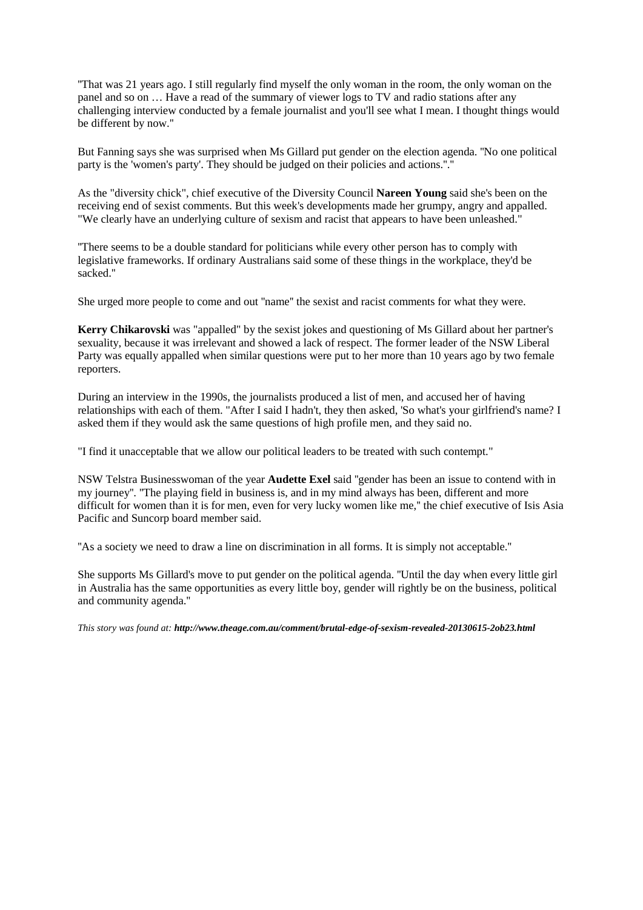"That was 21 years ago. I still regularly find myself the only woman in the room, the only woman on the panel and so on … Have a read of the summary of viewer logs to TV and radio stations after any challenging interview conducted by a female journalist and you'll see what I mean. I thought things would be different by now."

But Fanning says she was surprised when Ms Gillard put gender on the election agenda. "No one political party is the 'women's party'. They should be judged on their policies and actions."."

As the "diversity chick", chief executive of the Diversity Council **Nareen Young** said she's been on the receiving end of sexist comments. But this week's developments made her grumpy, angry and appalled. "We clearly have an underlying culture of sexism and racist that appears to have been unleashed."

"There seems to be a double standard for politicians while every other person has to comply with legislative frameworks. If ordinary Australians said some of these things in the workplace, they'd be sacked."

She urged more people to come and out "name" the sexist and racist comments for what they were.

**Kerry Chikarovski** was "appalled" by the sexist jokes and questioning of Ms Gillard about her partner's sexuality, because it was irrelevant and showed a lack of respect. The former leader of the NSW Liberal Party was equally appalled when similar questions were put to her more than 10 years ago by two female reporters.

During an interview in the 1990s, the journalists produced a list of men, and accused her of having relationships with each of them. "After I said I hadn't, they then asked, 'So what's your girlfriend's name? I asked them if they would ask the same questions of high profile men, and they said no.

"I find it unacceptable that we allow our political leaders to be treated with such contempt."

NSW Telstra Businesswoman of the year **Audette Exel** said "gender has been an issue to contend with in my journey". "The playing field in business is, and in my mind always has been, different and more difficult for women than it is for men, even for very lucky women like me," the chief executive of Isis Asia Pacific and Suncorp board member said.

"As a society we need to draw a line on discrimination in all forms. It is simply not acceptable."

She supports Ms Gillard's move to put gender on the political agenda. "Until the day when every little girl in Australia has the same opportunities as every little boy, gender will rightly be on the business, political and community agenda."

*This story was found at:* ***http://www.theage.com.au/comment/brutal-edge-of-sexism-revealed-20130615-2ob23.html***